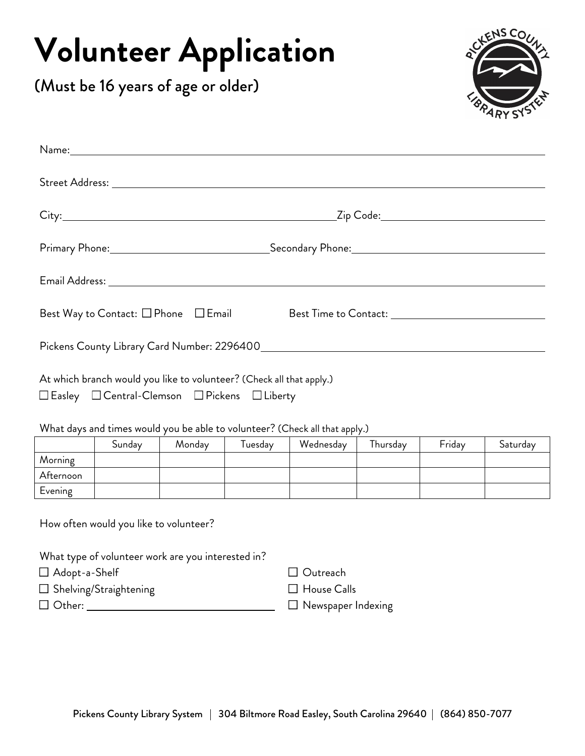# Volunteer Application

## (Must be 16 years of age or older)

Name: ____________________________________________

Street Address: ____________________________________________

City: ______________________ Zip Code: ______________________

Primary Phone: ______________________ Secondary Phone: ______________________

Email Address: ____________________________________________

Best Way to Contact: ☐ Phone ☐ Email     Best Time to Contact: ______________________

Pickens County Library Card Number: 2296400______________________

At which branch would you like to volunteer? (Check all that apply.)

☐ Easley ☐ Central-Clemson ☐ Pickens ☐ Liberty

What days and times would you be able to volunteer? (Check all that apply.)

| | Sunday | Monday | Tuesday | Wednesday | Thursday | Friday | Saturday |
|---|---|---|---|---|---|---|---|
| Morning | | | | | | | |
| Afternoon | | | | | | | |
| Evening | | | | | | | |

How often would you like to volunteer?

What type of volunteer work are you interested in?

☐ Adopt-a-Shelf

☐ Shelving/Straightening

☐ Other: ______________________

☐ Outreach

☐ House Calls

☐ Newspaper Indexing

Pickens County Library System | 304 Biltmore Road Easley, South Carolina 29640 | (864) 850-7077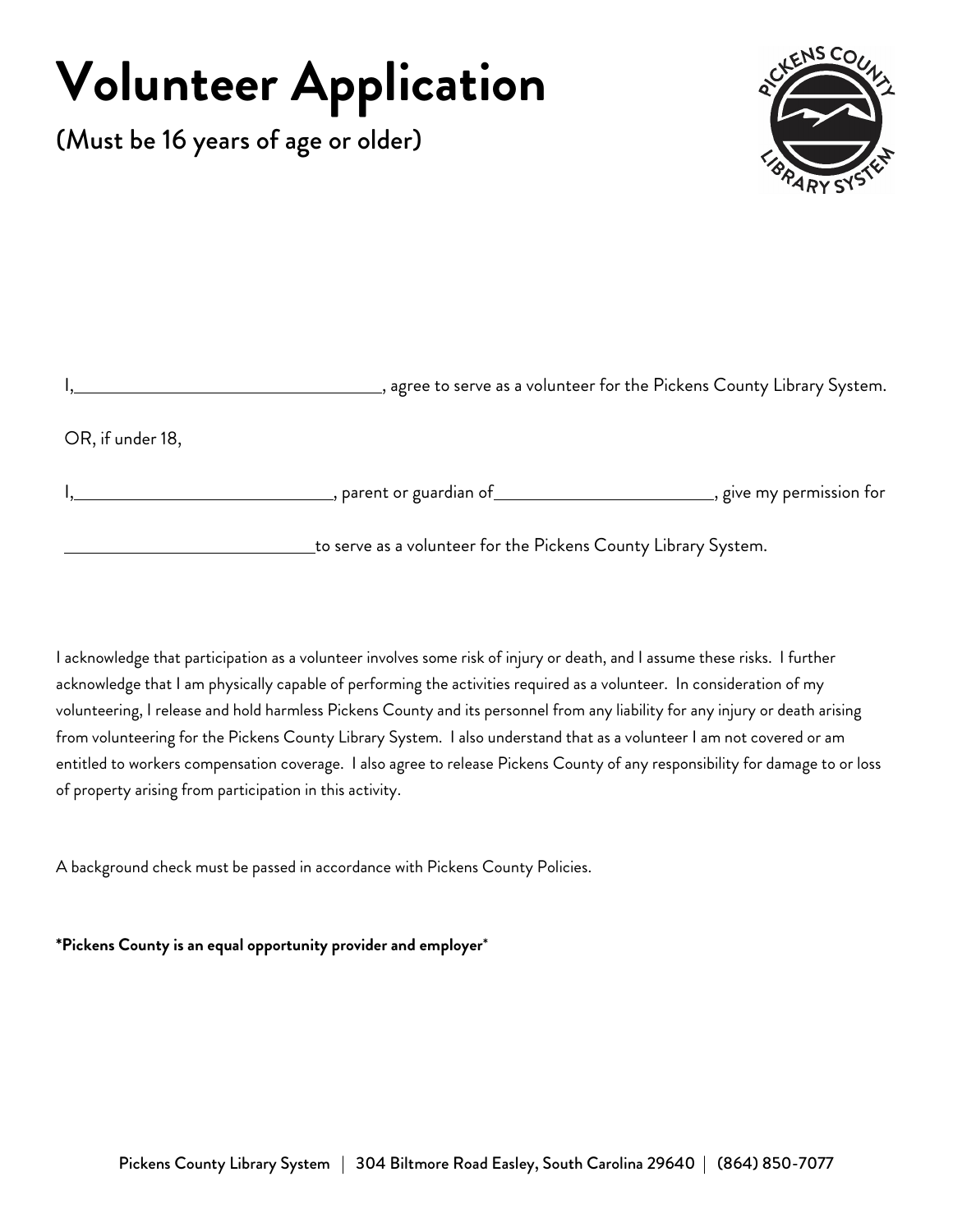# Volunteer Application

## (Must be 16 years of age or older)

I,________________________________, agree to serve as a volunteer for the Pickens County Library System.

OR, if under 18,

I,__________________________, parent or guardian of______________________, give my permission for

__________________________to serve as a volunteer for the Pickens County Library System.

I acknowledge that participation as a volunteer involves some risk of injury or death, and I assume these risks. I further acknowledge that I am physically capable of performing the activities required as a volunteer. In consideration of my volunteering, I release and hold harmless Pickens County and its personnel from any liability for any injury or death arising from volunteering for the Pickens County Library System. I also understand that as a volunteer I am not covered or am entitled to workers compensation coverage. I also agree to release Pickens County of any responsibility for damage to or loss of property arising from participation in this activity.

A background check must be passed in accordance with Pickens County Policies.

**\*Pickens County is an equal opportunity provider and employer\***

Pickens County Library System | 304 Biltmore Road Easley, South Carolina 29640 | (864) 850-7077